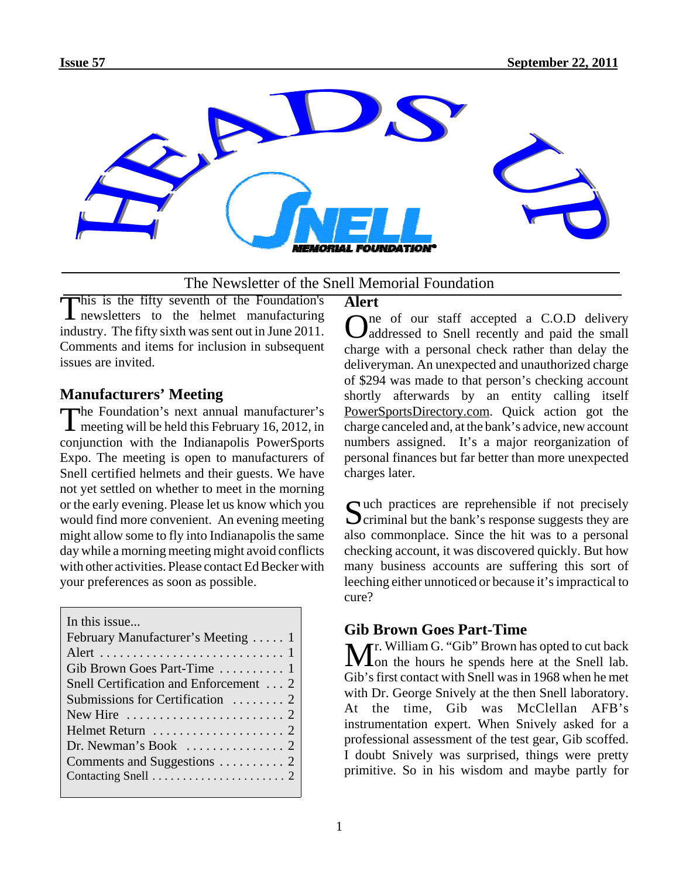# HEADS UP

The Newsletter of the Snell Memorial Foundation

This is the fifty seventh of the Foundation's newsletters to the helmet manufacturing industry. The fifty sixth was sent out in June 2011. Comments and items for inclusion in subsequent issues are invited.

## Manufacturers' Meeting

The Foundation's next annual manufacturer's meeting will be held this February 16, 2012, in conjunction with the Indianapolis PowerSports Expo. The meeting is open to manufacturers of Snell certified helmets and their guests. We have not yet settled on whether to meet in the morning or the early evening. Please let us know which you would find more convenient. An evening meeting might allow some to fly into Indianapolis the same day while a morning meeting might avoid conflicts with other activities. Please contact Ed Becker with your preferences as soon as possible.

| In this issue... | |
|---|---|
| February Manufacturer's Meeting | 1 |
| Alert | 1 |
| Gib Brown Goes Part-Time | 1 |
| Snell Certification and Enforcement | 2 |
| Submissions for Certification | 2 |
| New Hire | 2 |
| Helmet Return | 2 |
| Dr. Newman's Book | 2 |
| Comments and Suggestions | 2 |
| Contacting Snell | 2 |

## Alert

One of our staff accepted a C.O.D delivery addressed to Snell recently and paid the small charge with a personal check rather than delay the deliveryman. An unexpected and unauthorized charge of $294 was made to that person's checking account shortly afterwards by an entity calling itself PowerSportsDirectory.com. Quick action got the charge canceled and, at the bank's advice, new account numbers assigned. It's a major reorganization of personal finances but far better than more unexpected charges later.

Such practices are reprehensible if not precisely criminal but the bank's response suggests they are also commonplace. Since the hit was to a personal checking account, it was discovered quickly. But how many business accounts are suffering this sort of leeching either unnoticed or because it's impractical to cure?

## Gib Brown Goes Part-Time

Mr. William G. "Gib" Brown has opted to cut back on the hours he spends here at the Snell lab. Gib's first contact with Snell was in 1968 when he met with Dr. George Snively at the then Snell laboratory. At the time, Gib was McClellan AFB's instrumentation expert. When Snively asked for a professional assessment of the test gear, Gib scoffed. I doubt Snively was surprised, things were pretty primitive. So in his wisdom and maybe partly for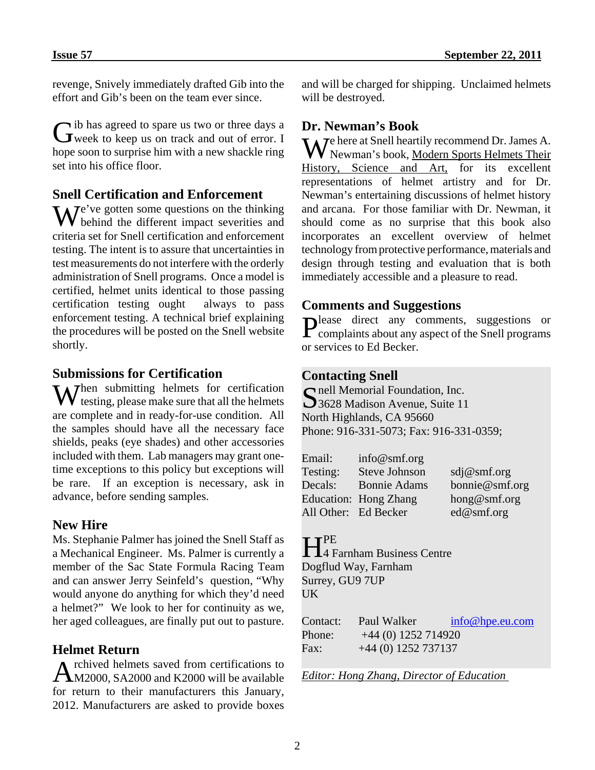revenge, Snively immediately drafted Gib into the effort and Gib's been on the team ever since.

Gib has agreed to spare us two or three days a week to keep us on track and out of error. I hope soon to surprise him with a new shackle ring set into his office floor.

## Snell Certification and Enforcement

We've gotten some questions on the thinking behind the different impact severities and criteria set for Snell certification and enforcement testing. The intent is to assure that uncertainties in test measurements do not interfere with the orderly administration of Snell programs. Once a model is certified, helmet units identical to those passing certification testing ought always to pass enforcement testing. A technical brief explaining the procedures will be posted on the Snell website shortly.

## Submissions for Certification

When submitting helmets for certification testing, please make sure that all the helmets are complete and in ready-for-use condition. All the samples should have all the necessary face shields, peaks (eye shades) and other accessories included with them. Lab managers may grant one-time exceptions to this policy but exceptions will be rare. If an exception is necessary, ask in advance, before sending samples.

## New Hire

Ms. Stephanie Palmer has joined the Snell Staff as a Mechanical Engineer. Ms. Palmer is currently a member of the Sac State Formula Racing Team and can answer Jerry Seinfeld's question, "Why would anyone do anything for which they'd need a helmet?" We look to her for continuity as we, her aged colleagues, are finally put out to pasture.

## Helmet Return

Archived helmets saved from certifications to M2000, SA2000 and K2000 will be available for return to their manufacturers this January, 2012. Manufacturers are asked to provide boxes and will be charged for shipping. Unclaimed helmets will be destroyed.

## Dr. Newman's Book

We here at Snell heartily recommend Dr. James A. Newman's book, Modern Sports Helmets Their History, Science and Art, for its excellent representations of helmet artistry and for Dr. Newman's entertaining discussions of helmet history and arcana. For those familiar with Dr. Newman, it should come as no surprise that this book also incorporates an excellent overview of helmet technology from protective performance, materials and design through testing and evaluation that is both immediately accessible and a pleasure to read.

## Comments and Suggestions

Please direct any comments, suggestions or complaints about any aspect of the Snell programs or services to Ed Becker.

## Contacting Snell

Snell Memorial Foundation, Inc.
3628 Madison Avenue, Suite 11
North Highlands, CA 95660
Phone: 916-331-5073; Fax: 916-331-0359;

| | | |
|---|---|---|
| Email: | info@smf.org | |
| Testing: | Steve Johnson | sdj@smf.org |
| Decals: | Bonnie Adams | bonnie@smf.org |
| Education: | Hong Zhang | hong@smf.org |
| All Other: | Ed Becker | ed@smf.org |

HPE
14 Farnham Business Centre
Dogflud Way, Farnham
Surrey, GU9 7UP
UK

| | | |
|---|---|---|
| Contact: | Paul Walker | info@hpe.eu.com |
| Phone: | +44 (0) 1252 714920 | |
| Fax: | +44 (0) 1252 737137 | |

*Editor: Hong Zhang, Director of Education*